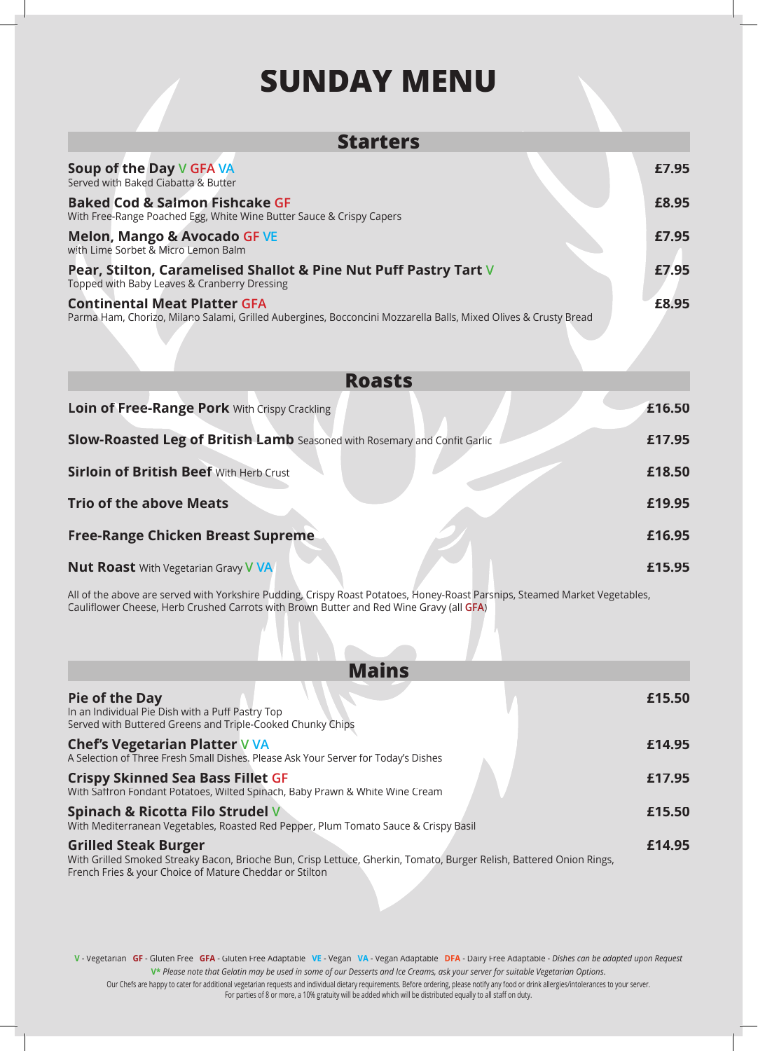# SUNDAY MENU

## Starters

**Soup of the Day** V GFA VA — **£7.95**
Served with Baked Ciabatta & Butter

**Baked Cod & Salmon Fishcake** GF — **£8.95**
With Free-Range Poached Egg, White Wine Butter Sauce & Crispy Capers

**Melon, Mango & Avocado** GF VE — **£7.95**
with Lime Sorbet & Micro Lemon Balm

**Pear, Stilton, Caramelised Shallot & Pine Nut Puff Pastry Tart** V — **£7.95**
Topped with Baby Leaves & Cranberry Dressing

**Continental Meat Platter** GFA — **£8.95**
Parma Ham, Chorizo, Milano Salami, Grilled Aubergines, Bocconcini Mozzarella Balls, Mixed Olives & Crusty Bread

## Roasts

**Loin of Free-Range Pork** With Crispy Crackling — **£16.50**

**Slow-Roasted Leg of British Lamb** Seasoned with Rosemary and Confit Garlic — **£17.95**

**Sirloin of British Beef** With Herb Crust — **£18.50**

**Trio of the above Meats** — **£19.95**

**Free-Range Chicken Breast Supreme** — **£16.95**

**Nut Roast** With Vegetarian Gravy V VA — **£15.95**

All of the above are served with Yorkshire Pudding, Crispy Roast Potatoes, Honey-Roast Parsnips, Steamed Market Vegetables, Cauliflower Cheese, Herb Crushed Carrots with Brown Butter and Red Wine Gravy (all GFA)

## Mains

**Pie of the Day** — **£15.50**
In an Individual Pie Dish with a Puff Pastry Top
Served with Buttered Greens and Triple-Cooked Chunky Chips

**Chef's Vegetarian Platter** V VA — **£14.95**
A Selection of Three Fresh Small Dishes. Please Ask Your Server for Today's Dishes

**Crispy Skinned Sea Bass Fillet** GF — **£17.95**
With Saffron Fondant Potatoes, Wilted Spinach, Baby Prawn & White Wine Cream

**Spinach & Ricotta Filo Strudel** V — **£15.50**
With Mediterranean Vegetables, Roasted Red Pepper, Plum Tomato Sauce & Crispy Basil

**Grilled Steak Burger** — **£14.95**
With Grilled Smoked Streaky Bacon, Brioche Bun, Crisp Lettuce, Gherkin, Tomato, Burger Relish, Battered Onion Rings, French Fries & your Choice of Mature Cheddar or Stilton

V - Vegetarian GF - Gluten Free GFA - Gluten Free Adaptable VE - Vegan VA - Vegan Adaptable DFA - Dairy Free Adaptable - *Dishes can be adapted upon Request*

V* *Please note that Gelatin may be used in some of our Desserts and Ice Creams, ask your server for suitable Vegetarian Options.*

Our Chefs are happy to cater for additional vegetarian requests and individual dietary requirements. Before ordering, please notify any food or drink allergies/intolerances to your server.
For parties of 8 or more, a 10% gratuity will be added which will be distributed equally to all staff on duty.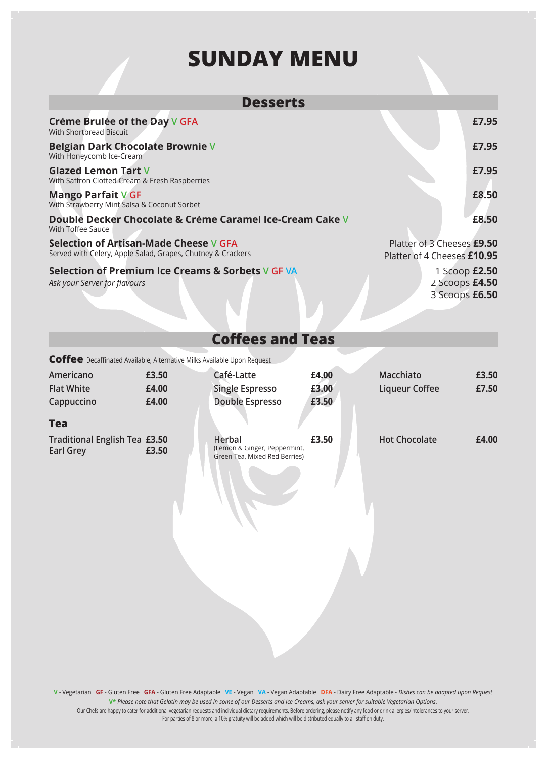# SUNDAY MENU

## Desserts

**Crème Brulée of the Day** V GFA — **£7.95**
With Shortbread Biscuit

**Belgian Dark Chocolate Brownie** V — **£7.95**
With Honeycomb Ice-Cream

**Glazed Lemon Tart** V — **£7.95**
With Saffron Clotted Cream & Fresh Raspberries

**Mango Parfait** V GF — **£8.50**
With Strawberry Mint Salsa & Coconut Sorbet

**Double Decker Chocolate & Crème Caramel Ice-Cream Cake** V — **£8.50**
With Toffee Sauce

**Selection of Artisan-Made Cheese** V GFA
Served with Celery, Apple Salad, Grapes, Chutney & Crackers
Platter of 3 Cheeses **£9.50**
Platter of 4 Cheeses **£10.95**

**Selection of Premium Ice Creams & Sorbets** V GF VA
*Ask your Server for flavours*
1 Scoop **£2.50**
2 Scoops **£4.50**
3 Scoops **£6.50**

## Coffees and Teas

### Coffee
Decaffinated Available, Alternative Milks Available Upon Request

| | | | | | |
|---|---|---|---|---|---|
| Americano | £3.50 | Café-Latte | £4.00 | Macchiato | £3.50 |
| Flat White | £4.00 | Single Espresso | £3.00 | Liqueur Coffee | £7.50 |
| Cappuccino | £4.00 | Double Espresso | £3.50 | | |

### Tea

| | | | | | |
|---|---|---|---|---|---|
| Traditional English Tea | £3.50 | Herbal (Lemon & Ginger, Peppermint, Green Tea, Mixed Red Berries) | £3.50 | Hot Chocolate | £4.00 |
| Earl Grey | £3.50 | | | | |

V - Vegetarian GF - Gluten Free GFA - Gluten Free Adaptable VE - Vegan VA - Vegan Adaptable DFA - Dairy Free Adaptable - *Dishes can be adapted upon Request*

V* *Please note that Gelatin may be used in some of our Desserts and Ice Creams, ask your server for suitable Vegetarian Options.*

Our Chefs are happy to cater for additional vegetarian requests and individual dietary requirements. Before ordering, please notify any food or drink allergies/intolerances to your server.
For parties of 8 or more, a 10% gratuity will be added which will be distributed equally to all staff on duty.